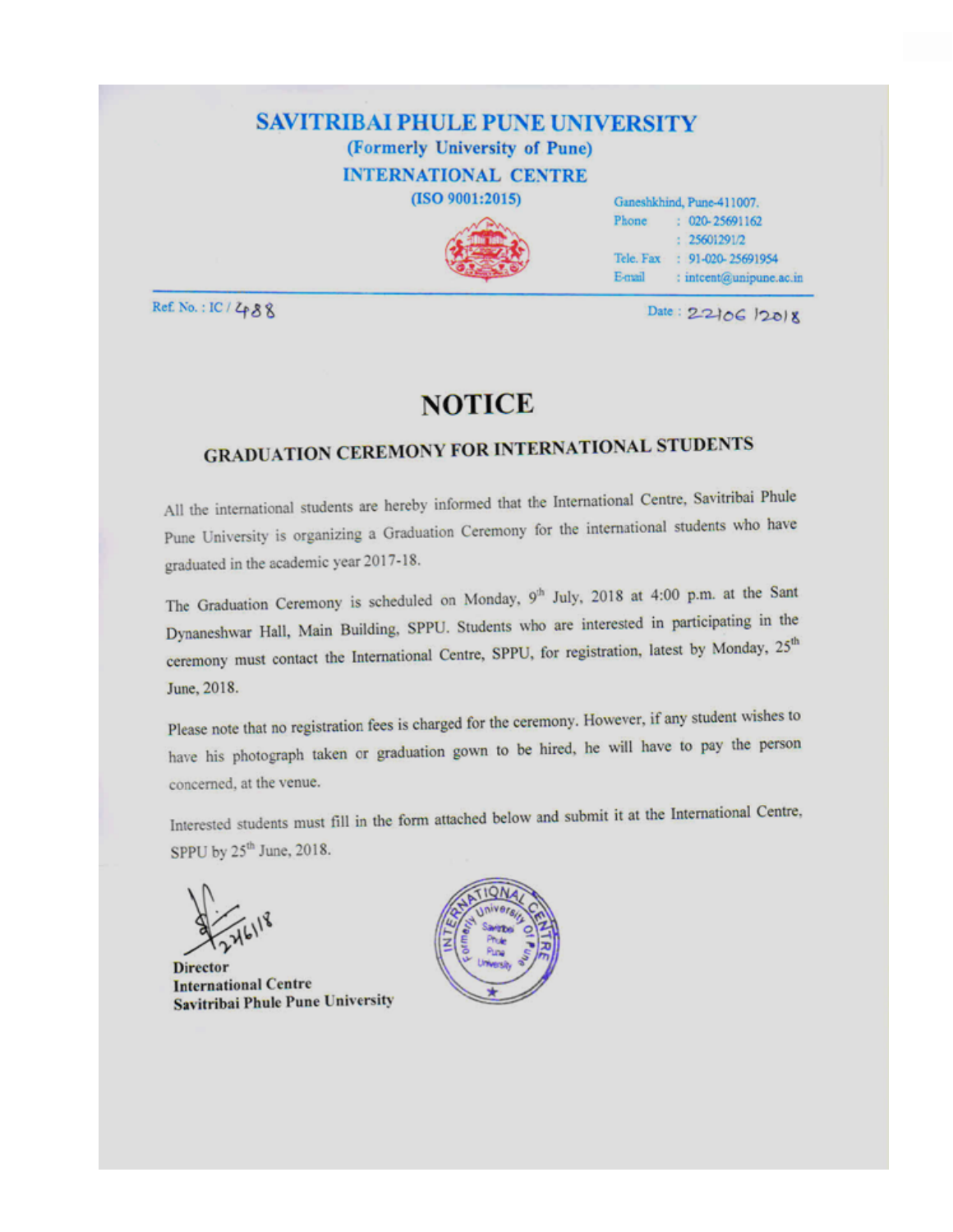# SAVITRIBAI PHULE PUNE UNIVERSITY

**(Formerly University of Pune)**

**INTERNATIONAL CENTRE**

**(ISO 9001:2015)**

Ganeshkhind, Pune-411007.
Phone : 020-25691162
: 25601291/2
Tele. Fax : 91-020-25691954
E-mail : intcent@unipune.ac.in

Ref. No. : IC / 488

Date : 22/06/2018

## NOTICE

### GRADUATION CEREMONY FOR INTERNATIONAL STUDENTS

All the international students are hereby informed that the International Centre, Savitribai Phule Pune University is organizing a Graduation Ceremony for the international students who have graduated in the academic year 2017-18.

The Graduation Ceremony is scheduled on Monday, 9th July, 2018 at 4:00 p.m. at the Sant Dynaneshwar Hall, Main Building, SPPU. Students who are interested in participating in the ceremony must contact the International Centre, SPPU, for registration, latest by Monday, 25th June, 2018.

Please note that no registration fees is charged for the ceremony. However, if any student wishes to have his photograph taken or graduation gown to be hired, he will have to pay the person concerned, at the venue.

Interested students must fill in the form attached below and submit it at the International Centre, SPPU by 25th June, 2018.

22/6/18

**Director**
**International Centre**
**Savitribai Phule Pune University**

INTERNATIONAL CENTRE
Savitribai Phule Pune University
Formerly University of Pune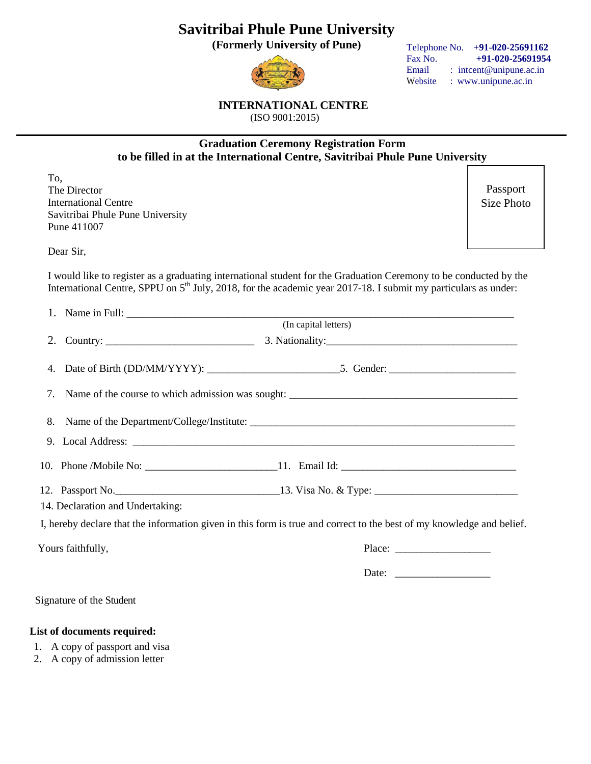# Savitribai Phule Pune University

**(Formerly University of Pune)**

Telephone No. **+91-020-25691162**
Fax No. **+91-020-25691954**
Email : intcent@unipune.ac.in
Website : www.unipune.ac.in

**INTERNATIONAL CENTRE**
(ISO 9001:2015)

---

**Graduation Ceremony Registration Form**
**to be filled in at the International Centre, Savitribai Phule Pune University**

To,
The Director
International Centre
Savitribai Phule Pune University
Pune 411007

Passport Size Photo

Dear Sir,

I would like to register as a graduating international student for the Graduation Ceremony to be conducted by the International Centre, SPPU on 5th July, 2018, for the academic year 2017-18. I submit my particulars as under:

1. Name in Full: ______________________________________________________________
(In capital letters)
2. Country: ____________________________ 3. Nationality:____________________________________
4. Date of Birth (DD/MM/YYYY): ________________________5. Gender: _______________________
7. Name of the course to which admission was sought: ___________________________________________
8. Name of the Department/College/Institute: __________________________________________________
9. Local Address: ________________________________________________________________________
10. Phone /Mobile No: ________________________11. Email Id: ________________________________
12. Passport No.______________________________13. Visa No. & Type: __________________________
14. Declaration and Undertaking:

I, hereby declare that the information given in this form is true and correct to the best of my knowledge and belief.

Yours faithfully,

Place: _________________

Date: _________________

Signature of the Student

**List of documents required:**

1. A copy of passport and visa
2. A copy of admission letter